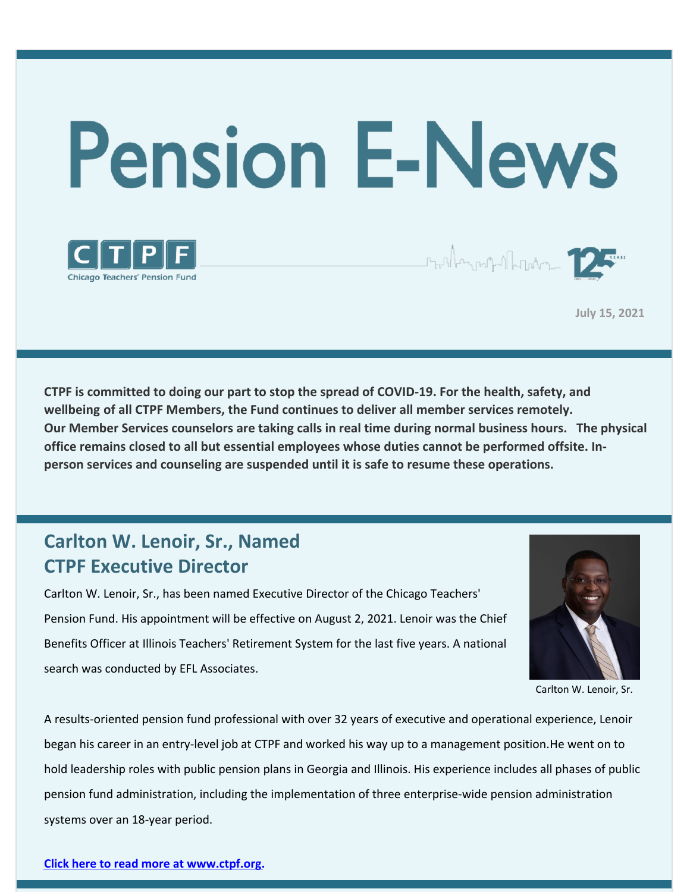# Pension E-News

CTPF
Chicago Teachers' Pension Fund

July 15, 2021

**CTPF is committed to doing our part to stop the spread of COVID-19. For the health, safety, and wellbeing of all CTPF Members, the Fund continues to deliver all member services remotely. Our Member Services counselors are taking calls in real time during normal business hours. The physical office remains closed to all but essential employees whose duties cannot be performed offsite. In-person services and counseling are suspended until it is safe to resume these operations.**

## Carlton W. Lenoir, Sr., Named CTPF Executive Director

Carlton W. Lenoir, Sr., has been named Executive Director of the Chicago Teachers' Pension Fund. His appointment will be effective on August 2, 2021. Lenoir was the Chief Benefits Officer at Illinois Teachers' Retirement System for the last five years. A national search was conducted by EFL Associates.

Carlton W. Lenoir, Sr.

A results-oriented pension fund professional with over 32 years of executive and operational experience, Lenoir began his career in an entry-level job at CTPF and worked his way up to a management position.He went on to hold leadership roles with public pension plans in Georgia and Illinois. His experience includes all phases of public pension fund administration, including the implementation of three enterprise-wide pension administration systems over an 18-year period.

**Click here to read more at www.ctpf.org.**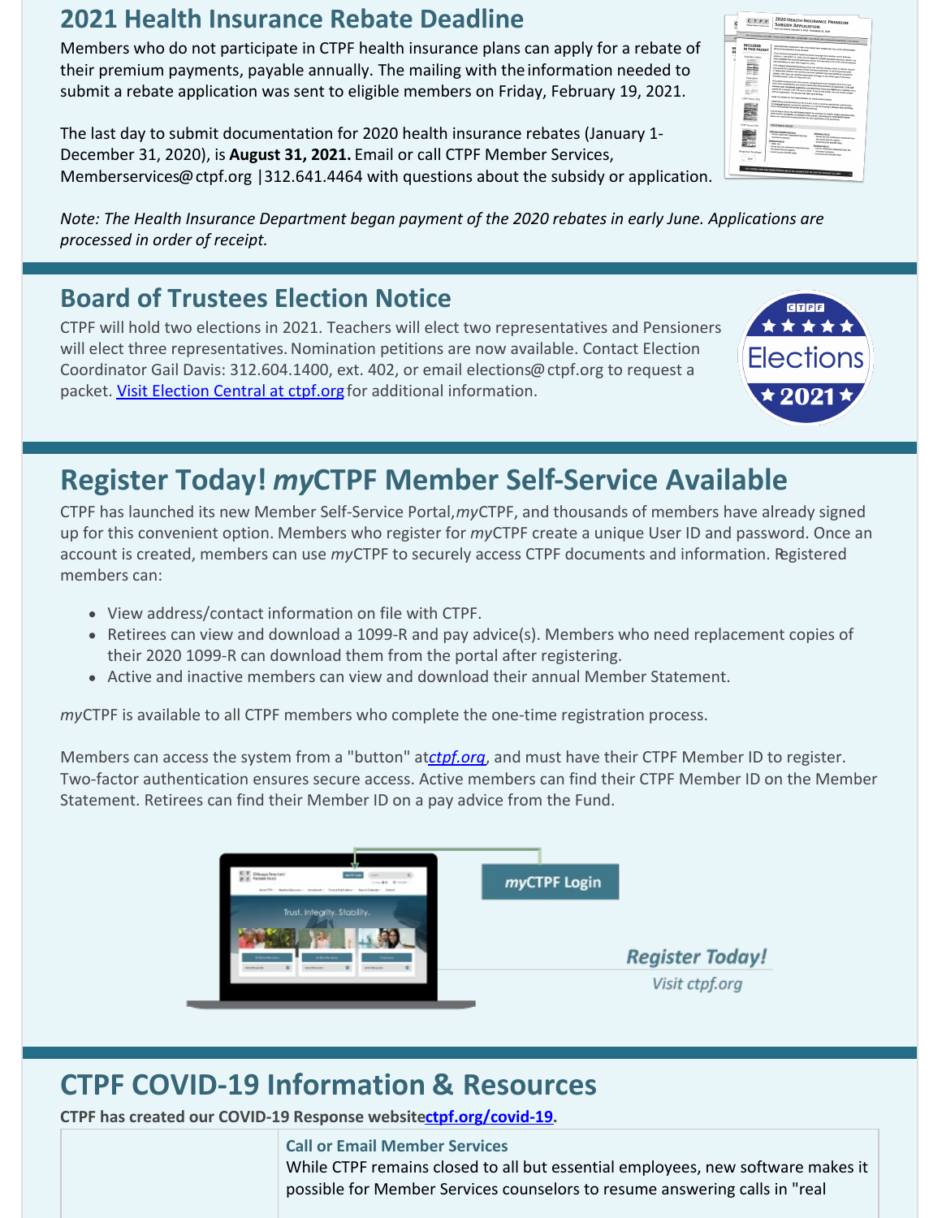## 2021 Health Insurance Rebate Deadline

Members who do not participate in CTPF health insurance plans can apply for a rebate of their premium payments, payable annually. The mailing with the information needed to submit a rebate application was sent to eligible members on Friday, February 19, 2021.

The last day to submit documentation for 2020 health insurance rebates (January 1-December 31, 2020), is **August 31, 2021.** Email or call CTPF Member Services, Memberservices@ctpf.org |312.641.4464 with questions about the subsidy or application.

*Note: The Health Insurance Department began payment of the 2020 rebates in early June. Applications are processed in order of receipt.*

## Board of Trustees Election Notice

CTPF will hold two elections in 2021. Teachers will elect two representatives and Pensioners will elect three representatives. Nomination petitions are now available. Contact Election Coordinator Gail Davis: 312.604.1400, ext. 402, or email elections@ctpf.org to request a packet. Visit Election Central at ctpf.org for additional information.

## Register Today! *my*CTPF Member Self-Service Available

CTPF has launched its new Member Self-Service Portal, *my*CTPF, and thousands of members have already signed up for this convenient option. Members who register for *my*CTPF create a unique User ID and password. Once an account is created, members can use *my*CTPF to securely access CTPF documents and information. Registered members can:

- View address/contact information on file with CTPF.
- Retirees can view and download a 1099-R and pay advice(s). Members who need replacement copies of their 2020 1099-R can download them from the portal after registering.
- Active and inactive members can view and download their annual Member Statement.

*my*CTPF is available to all CTPF members who complete the one-time registration process.

Members can access the system from a "button" at *ctpf.org*, and must have their CTPF Member ID to register. Two-factor authentication ensures secure access. Active members can find their CTPF Member ID on the Member Statement. Retirees can find their Member ID on a pay advice from the Fund.

*my*CTPF Login

*Register Today!*

*Visit ctpf.org*

## CTPF COVID-19 Information & Resources

**CTPF has created our COVID-19 Response website ctpf.org/covid-19.**

### Call or Email Member Services

While CTPF remains closed to all but essential employees, new software makes it possible for Member Services counselors to resume answering calls in "real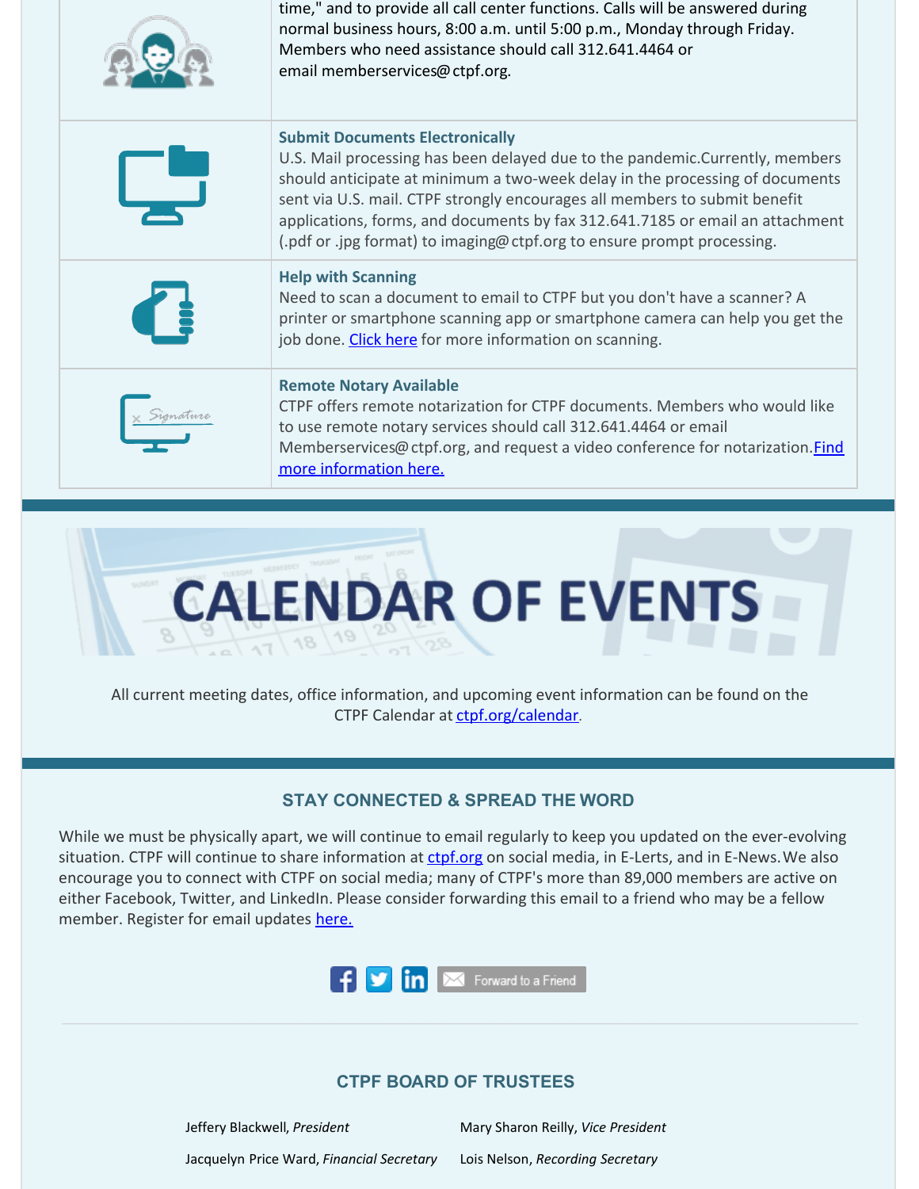time," and to provide all call center functions. Calls will be answered during normal business hours, 8:00 a.m. until 5:00 p.m., Monday through Friday. Members who need assistance should call 312.641.4464 or email memberservices@ctpf.org.

**Submit Documents Electronically**
U.S. Mail processing has been delayed due to the pandemic.Currently, members should anticipate at minimum a two-week delay in the processing of documents sent via U.S. mail. CTPF strongly encourages all members to submit benefit applications, forms, and documents by fax 312.641.7185 or email an attachment (.pdf or .jpg format) to imaging@ctpf.org to ensure prompt processing.

**Help with Scanning**
Need to scan a document to email to CTPF but you don't have a scanner? A printer or smartphone scanning app or smartphone camera can help you get the job done. Click here for more information on scanning.

**Remote Notary Available**
CTPF offers remote notarization for CTPF documents. Members who would like to use remote notary services should call 312.641.4464 or email Memberservices@ctpf.org, and request a video conference for notarization. Find more information here.

# CALENDAR OF EVENTS

All current meeting dates, office information, and upcoming event information can be found on the CTPF Calendar at ctpf.org/calendar.

## STAY CONNECTED & SPREAD THE WORD

While we must be physically apart, we will continue to email regularly to keep you updated on the ever-evolving situation. CTPF will continue to share information at ctpf.org on social media, in E-Lerts, and in E-News. We also encourage you to connect with CTPF on social media; many of CTPF's more than 89,000 members are active on either Facebook, Twitter, and LinkedIn. Please consider forwarding this email to a friend who may be a fellow member. Register for email updates here.

Forward to a Friend

## CTPF BOARD OF TRUSTEES

Jeffery Blackwell, *President*

Mary Sharon Reilly, *Vice President*

Jacquelyn Price Ward, *Financial Secretary*

Lois Nelson, *Recording Secretary*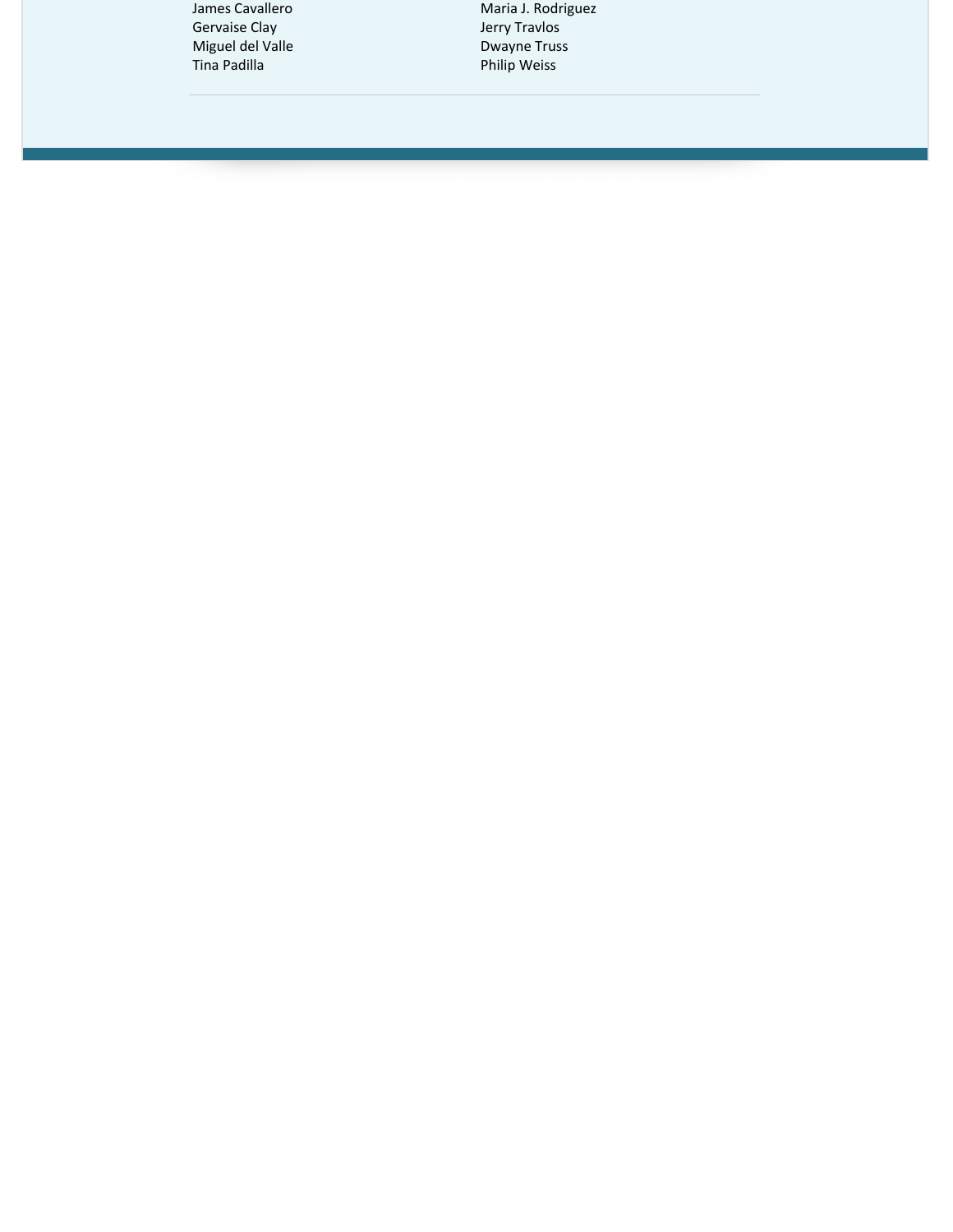James Cavallero  
Gervaise Clay  
Miguel del Valle  
Tina Padilla  
Maria J. Rodriguez  
Jerry Travlos  
Dwayne Truss  
Philip Weiss